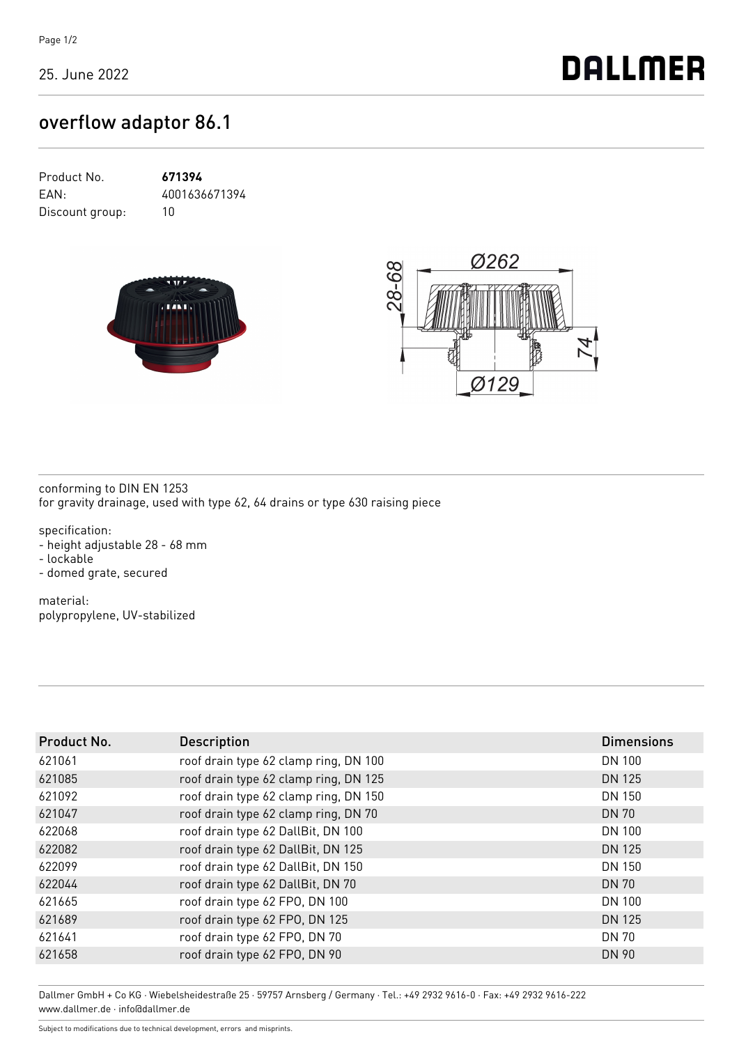25. June 2022

# overflow adaptor 86.1

Product No. **671394**
EAN: 4001636671394
Discount group: 10

conforming to DIN EN 1253
for gravity drainage, used with type 62, 64 drains or type 630 raising piece

specification:
- height adjustable 28 - 68 mm
- lockable
- domed grate, secured

material:
polypropylene, UV-stabilized

| Product No. | Description | Dimensions |
|---|---|---|
| 621061 | roof drain type 62 clamp ring, DN 100 | DN 100 |
| 621085 | roof drain type 62 clamp ring, DN 125 | DN 125 |
| 621092 | roof drain type 62 clamp ring, DN 150 | DN 150 |
| 621047 | roof drain type 62 clamp ring, DN 70 | DN 70 |
| 622068 | roof drain type 62 DallBit, DN 100 | DN 100 |
| 622082 | roof drain type 62 DallBit, DN 125 | DN 125 |
| 622099 | roof drain type 62 DallBit, DN 150 | DN 150 |
| 622044 | roof drain type 62 DallBit, DN 70 | DN 70 |
| 621665 | roof drain type 62 FPO, DN 100 | DN 100 |
| 621689 | roof drain type 62 FPO, DN 125 | DN 125 |
| 621641 | roof drain type 62 FPO, DN 70 | DN 70 |
| 621658 | roof drain type 62 FPO, DN 90 | DN 90 |

Dallmer GmbH + Co KG · Wiebelsheidestraße 25 · 59757 Arnsberg / Germany · Tel.: +49 2932 9616-0 · Fax: +49 2932 9616-222
www.dallmer.de · info@dallmer.de

Subject to modifications due to technical development, errors and misprints.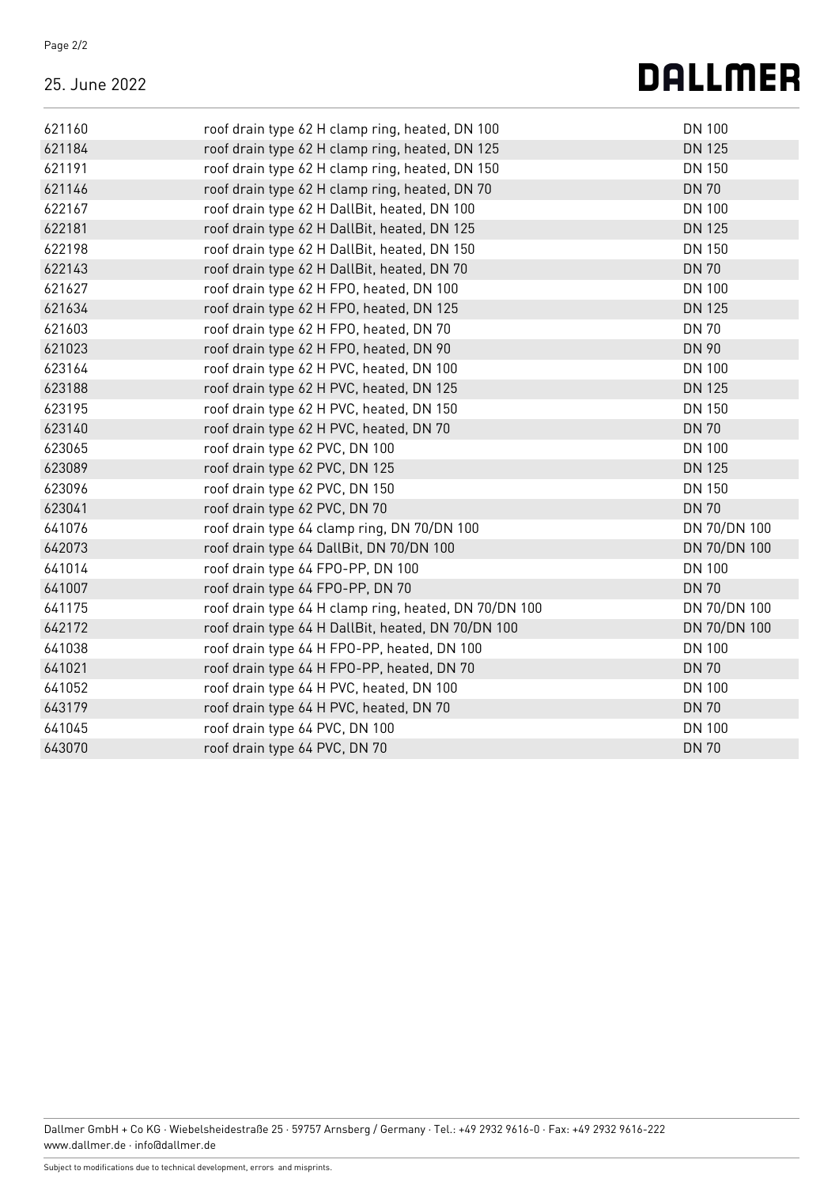| | | |
|---|---|---|
| 621160 | roof drain type 62 H clamp ring, heated, DN 100 | DN 100 |
| 621184 | roof drain type 62 H clamp ring, heated, DN 125 | DN 125 |
| 621191 | roof drain type 62 H clamp ring, heated, DN 150 | DN 150 |
| 621146 | roof drain type 62 H clamp ring, heated, DN 70 | DN 70 |
| 622167 | roof drain type 62 H DallBit, heated, DN 100 | DN 100 |
| 622181 | roof drain type 62 H DallBit, heated, DN 125 | DN 125 |
| 622198 | roof drain type 62 H DallBit, heated, DN 150 | DN 150 |
| 622143 | roof drain type 62 H DallBit, heated, DN 70 | DN 70 |
| 621627 | roof drain type 62 H FPO, heated, DN 100 | DN 100 |
| 621634 | roof drain type 62 H FPO, heated, DN 125 | DN 125 |
| 621603 | roof drain type 62 H FPO, heated, DN 70 | DN 70 |
| 621023 | roof drain type 62 H FPO, heated, DN 90 | DN 90 |
| 623164 | roof drain type 62 H PVC, heated, DN 100 | DN 100 |
| 623188 | roof drain type 62 H PVC, heated, DN 125 | DN 125 |
| 623195 | roof drain type 62 H PVC, heated, DN 150 | DN 150 |
| 623140 | roof drain type 62 H PVC, heated, DN 70 | DN 70 |
| 623065 | roof drain type 62 PVC, DN 100 | DN 100 |
| 623089 | roof drain type 62 PVC, DN 125 | DN 125 |
| 623096 | roof drain type 62 PVC, DN 150 | DN 150 |
| 623041 | roof drain type 62 PVC, DN 70 | DN 70 |
| 641076 | roof drain type 64 clamp ring, DN 70/DN 100 | DN 70/DN 100 |
| 642073 | roof drain type 64 DallBit, DN 70/DN 100 | DN 70/DN 100 |
| 641014 | roof drain type 64 FPO-PP, DN 100 | DN 100 |
| 641007 | roof drain type 64 FPO-PP, DN 70 | DN 70 |
| 641175 | roof drain type 64 H clamp ring, heated, DN 70/DN 100 | DN 70/DN 100 |
| 642172 | roof drain type 64 H DallBit, heated, DN 70/DN 100 | DN 70/DN 100 |
| 641038 | roof drain type 64 H FPO-PP, heated, DN 100 | DN 100 |
| 641021 | roof drain type 64 H FPO-PP, heated, DN 70 | DN 70 |
| 641052 | roof drain type 64 H PVC, heated, DN 100 | DN 100 |
| 643179 | roof drain type 64 H PVC, heated, DN 70 | DN 70 |
| 641045 | roof drain type 64 PVC, DN 100 | DN 100 |
| 643070 | roof drain type 64 PVC, DN 70 | DN 70 |

Dallmer GmbH + Co KG · Wiebelsheidestraße 25 · 59757 Arnsberg / Germany · Tel.: +49 2932 9616-0 · Fax: +49 2932 9616-222
www.dallmer.de · info@dallmer.de

Subject to modifications due to technical development, errors and misprints.